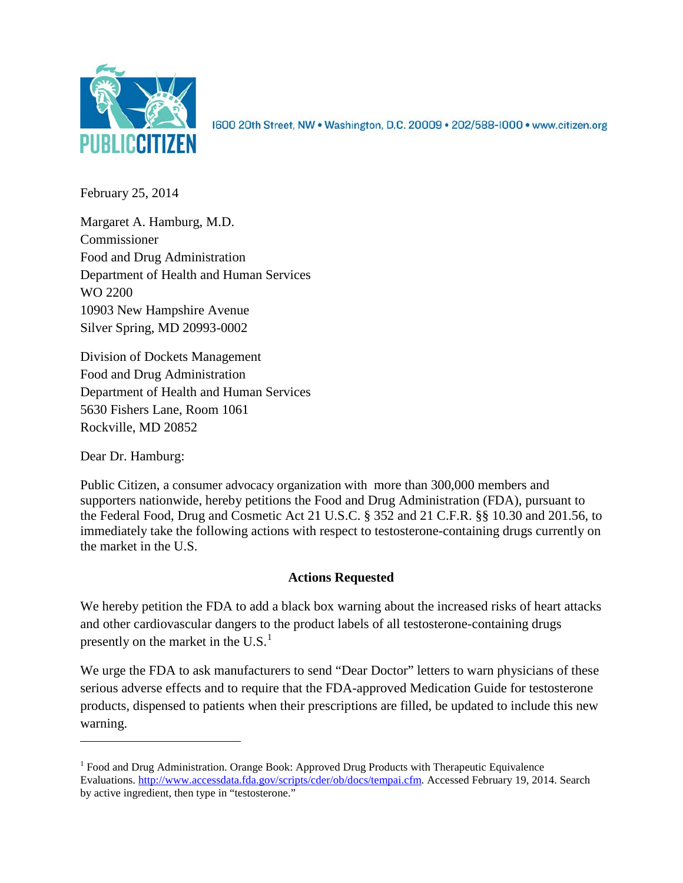PUBLIC CITIZEN

1600 20th Street, NW • Washington, D.C. 20009 • 202/588-1000 • www.citizen.org

February 25, 2014

Margaret A. Hamburg, M.D.
Commissioner
Food and Drug Administration
Department of Health and Human Services
WO 2200
10903 New Hampshire Avenue
Silver Spring, MD 20993-0002

Division of Dockets Management
Food and Drug Administration
Department of Health and Human Services
5630 Fishers Lane, Room 1061
Rockville, MD 20852

Dear Dr. Hamburg:

Public Citizen, a consumer advocacy organization with more than 300,000 members and supporters nationwide, hereby petitions the Food and Drug Administration (FDA), pursuant to the Federal Food, Drug and Cosmetic Act 21 U.S.C. § 352 and 21 C.F.R. §§ 10.30 and 201.56, to immediately take the following actions with respect to testosterone-containing drugs currently on the market in the U.S.

**Actions Requested**

We hereby petition the FDA to add a black box warning about the increased risks of heart attacks and other cardiovascular dangers to the product labels of all testosterone-containing drugs presently on the market in the U.S.[1]

We urge the FDA to ask manufacturers to send "Dear Doctor" letters to warn physicians of these serious adverse effects and to require that the FDA-approved Medication Guide for testosterone products, dispensed to patients when their prescriptions are filled, be updated to include this new warning.

---

[1] Food and Drug Administration. Orange Book: Approved Drug Products with Therapeutic Equivalence Evaluations. http://www.accessdata.fda.gov/scripts/cder/ob/docs/tempai.cfm. Accessed February 19, 2014. Search by active ingredient, then type in "testosterone."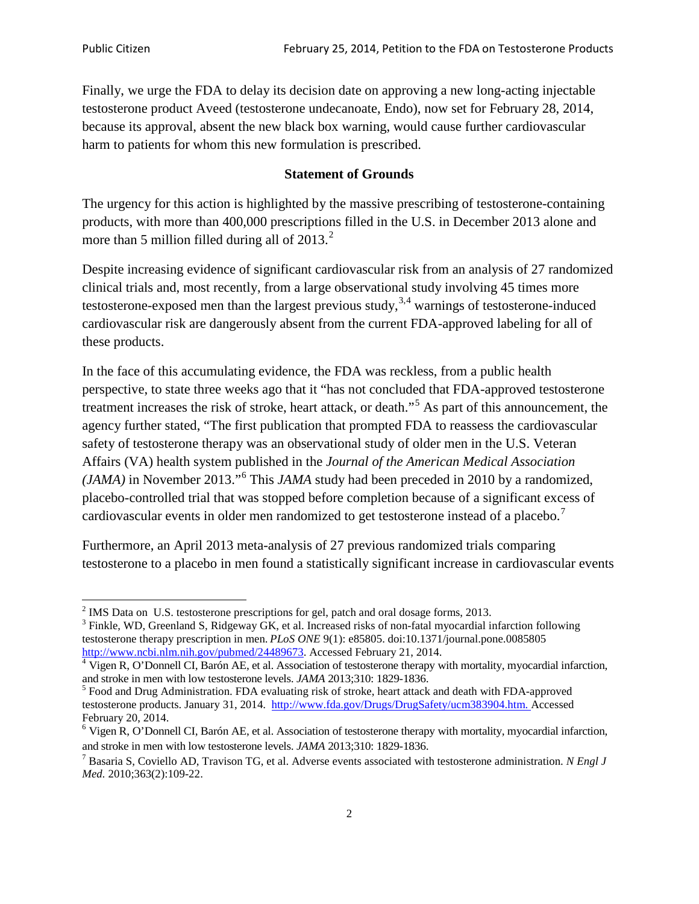Finally, we urge the FDA to delay its decision date on approving a new long-acting injectable testosterone product Aveed (testosterone undecanoate, Endo), now set for February 28, 2014, because its approval, absent the new black box warning, would cause further cardiovascular harm to patients for whom this new formulation is prescribed.

**Statement of Grounds**

The urgency for this action is highlighted by the massive prescribing of testosterone-containing products, with more than 400,000 prescriptions filled in the U.S. in December 2013 alone and more than 5 million filled during all of 2013.[2]

Despite increasing evidence of significant cardiovascular risk from an analysis of 27 randomized clinical trials and, most recently, from a large observational study involving 45 times more testosterone-exposed men than the largest previous study,[3,4] warnings of testosterone-induced cardiovascular risk are dangerously absent from the current FDA-approved labeling for all of these products.

In the face of this accumulating evidence, the FDA was reckless, from a public health perspective, to state three weeks ago that it "has not concluded that FDA-approved testosterone treatment increases the risk of stroke, heart attack, or death."[5] As part of this announcement, the agency further stated, "The first publication that prompted FDA to reassess the cardiovascular safety of testosterone therapy was an observational study of older men in the U.S. Veteran Affairs (VA) health system published in the *Journal of the American Medical Association (JAMA)* in November 2013."[6] This *JAMA* study had been preceded in 2010 by a randomized, placebo-controlled trial that was stopped before completion because of a significant excess of cardiovascular events in older men randomized to get testosterone instead of a placebo.[7]

Furthermore, an April 2013 meta-analysis of 27 previous randomized trials comparing testosterone to a placebo in men found a statistically significant increase in cardiovascular events

---

[2] IMS Data on U.S. testosterone prescriptions for gel, patch and oral dosage forms, 2013.

[3] Finkle, WD, Greenland S, Ridgeway GK, et al. Increased risks of non-fatal myocardial infarction following testosterone therapy prescription in men. *PLoS ONE* 9(1): e85805. doi:10.1371/journal.pone.0085805 http://www.ncbi.nlm.nih.gov/pubmed/24489673. Accessed February 21, 2014.

[4] Vigen R, O'Donnell CI, Barón AE, et al. Association of testosterone therapy with mortality, myocardial infarction, and stroke in men with low testosterone levels. *JAMA* 2013;310: 1829-1836.

[5] Food and Drug Administration. FDA evaluating risk of stroke, heart attack and death with FDA-approved testosterone products. January 31, 2014. http://www.fda.gov/Drugs/DrugSafety/ucm383904.htm. Accessed February 20, 2014.

[6] Vigen R, O'Donnell CI, Barón AE, et al. Association of testosterone therapy with mortality, myocardial infarction, and stroke in men with low testosterone levels. *JAMA* 2013;310: 1829-1836.

[7] Basaria S, Coviello AD, Travison TG, et al. Adverse events associated with testosterone administration. *N Engl J Med.* 2010;363(2):109-22.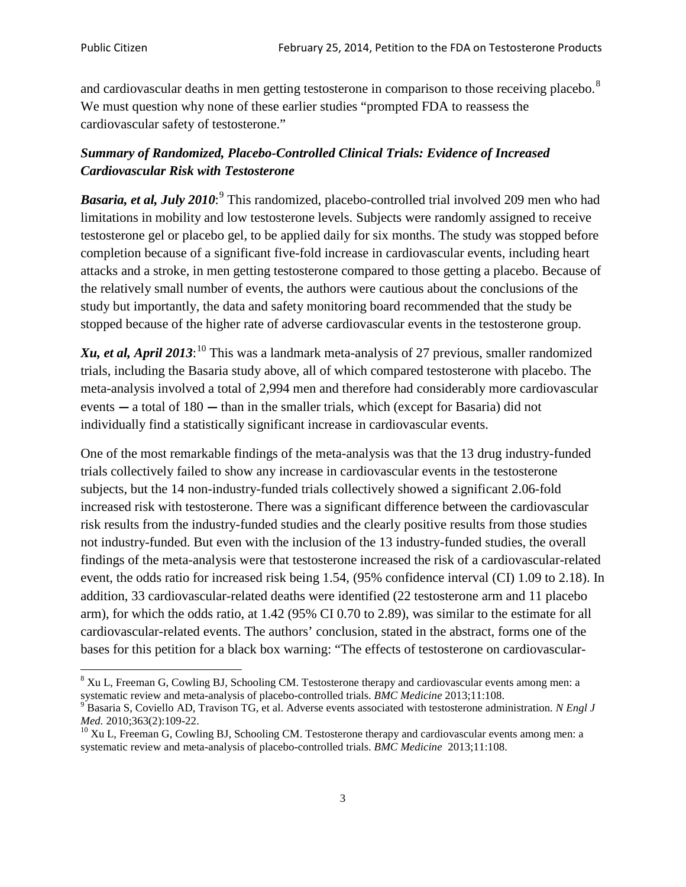and cardiovascular deaths in men getting testosterone in comparison to those receiving placebo.[8] We must question why none of these earlier studies "prompted FDA to reassess the cardiovascular safety of testosterone."

### *Summary of Randomized, Placebo-Controlled Clinical Trials: Evidence of Increased Cardiovascular Risk with Testosterone*

***Basaria, et al, July 2010***:[9] This randomized, placebo-controlled trial involved 209 men who had limitations in mobility and low testosterone levels. Subjects were randomly assigned to receive testosterone gel or placebo gel, to be applied daily for six months. The study was stopped before completion because of a significant five-fold increase in cardiovascular events, including heart attacks and a stroke, in men getting testosterone compared to those getting a placebo. Because of the relatively small number of events, the authors were cautious about the conclusions of the study but importantly, the data and safety monitoring board recommended that the study be stopped because of the higher rate of adverse cardiovascular events in the testosterone group.

***Xu, et al, April 2013***:[10] This was a landmark meta-analysis of 27 previous, smaller randomized trials, including the Basaria study above, all of which compared testosterone with placebo. The meta-analysis involved a total of 2,994 men and therefore had considerably more cardiovascular events ― a total of 180 ― than in the smaller trials, which (except for Basaria) did not individually find a statistically significant increase in cardiovascular events.

One of the most remarkable findings of the meta-analysis was that the 13 drug industry-funded trials collectively failed to show any increase in cardiovascular events in the testosterone subjects, but the 14 non-industry-funded trials collectively showed a significant 2.06-fold increased risk with testosterone. There was a significant difference between the cardiovascular risk results from the industry-funded studies and the clearly positive results from those studies not industry-funded. But even with the inclusion of the 13 industry-funded studies, the overall findings of the meta-analysis were that testosterone increased the risk of a cardiovascular-related event, the odds ratio for increased risk being 1.54, (95% confidence interval (CI) 1.09 to 2.18). In addition, 33 cardiovascular-related deaths were identified (22 testosterone arm and 11 placebo arm), for which the odds ratio, at 1.42 (95% CI 0.70 to 2.89), was similar to the estimate for all cardiovascular-related events. The authors' conclusion, stated in the abstract, forms one of the bases for this petition for a black box warning: "The effects of testosterone on cardiovascular-

---

[8] Xu L, Freeman G, Cowling BJ, Schooling CM. Testosterone therapy and cardiovascular events among men: a systematic review and meta-analysis of placebo-controlled trials. *BMC Medicine* 2013;11:108.

[9] Basaria S, Coviello AD, Travison TG, et al. Adverse events associated with testosterone administration. *N Engl J Med.* 2010;363(2):109-22.

[10] Xu L, Freeman G, Cowling BJ, Schooling CM. Testosterone therapy and cardiovascular events among men: a systematic review and meta-analysis of placebo-controlled trials. *BMC Medicine* 2013;11:108.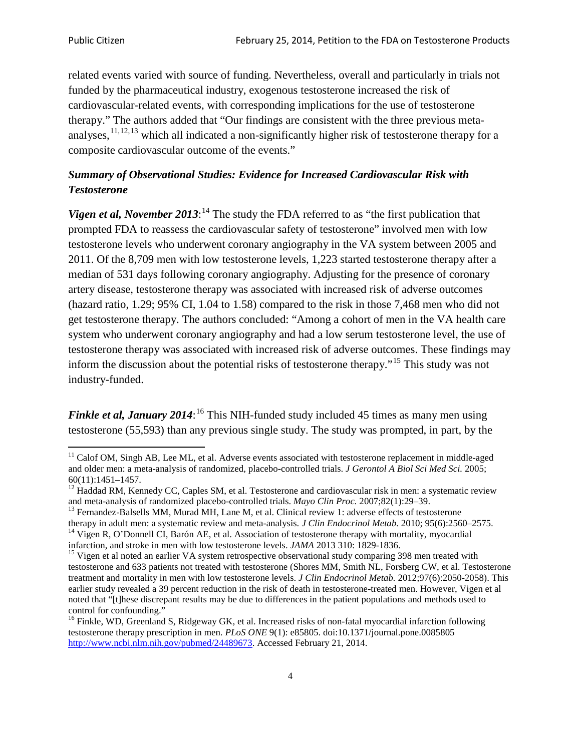related events varied with source of funding. Nevertheless, overall and particularly in trials not funded by the pharmaceutical industry, exogenous testosterone increased the risk of cardiovascular-related events, with corresponding implications for the use of testosterone therapy." The authors added that "Our findings are consistent with the three previous meta-analyses,[11,12,13] which all indicated a non-significantly higher risk of testosterone therapy for a composite cardiovascular outcome of the events."

### *Summary of Observational Studies: Evidence for Increased Cardiovascular Risk with Testosterone*

***Vigen et al, November 2013***:[14] The study the FDA referred to as "the first publication that prompted FDA to reassess the cardiovascular safety of testosterone" involved men with low testosterone levels who underwent coronary angiography in the VA system between 2005 and 2011. Of the 8,709 men with low testosterone levels, 1,223 started testosterone therapy after a median of 531 days following coronary angiography. Adjusting for the presence of coronary artery disease, testosterone therapy was associated with increased risk of adverse outcomes (hazard ratio, 1.29; 95% CI, 1.04 to 1.58) compared to the risk in those 7,468 men who did not get testosterone therapy. The authors concluded: "Among a cohort of men in the VA health care system who underwent coronary angiography and had a low serum testosterone level, the use of testosterone therapy was associated with increased risk of adverse outcomes. These findings may inform the discussion about the potential risks of testosterone therapy."[15] This study was not industry-funded.

***Finkle et al, January 2014***:[16] This NIH-funded study included 45 times as many men using testosterone (55,593) than any previous single study. The study was prompted, in part, by the

---

[11] Calof OM, Singh AB, Lee ML, et al. Adverse events associated with testosterone replacement in middle-aged and older men: a meta-analysis of randomized, placebo-controlled trials. *J Gerontol A Biol Sci Med Sci.* 2005; 60(11):1451–1457.

[12] Haddad RM, Kennedy CC, Caples SM, et al. Testosterone and cardiovascular risk in men: a systematic review and meta-analysis of randomized placebo-controlled trials. *Mayo Clin Proc.* 2007;82(1):29–39.

[13] Fernandez-Balsells MM, Murad MH, Lane M, et al. Clinical review 1: adverse effects of testosterone therapy in adult men: a systematic review and meta-analysis. *J Clin Endocrinol Metab.* 2010; 95(6):2560–2575.

[14] Vigen R, O'Donnell CI, Barón AE, et al. Association of testosterone therapy with mortality, myocardial infarction, and stroke in men with low testosterone levels. *JAMA* 2013 310: 1829-1836.

[15] Vigen et al noted an earlier VA system retrospective observational study comparing 398 men treated with testosterone and 633 patients not treated with testosterone (Shores MM, Smith NL, Forsberg CW, et al. Testosterone treatment and mortality in men with low testosterone levels. *J Clin Endocrinol Metab.* 2012;97(6):2050-2058). This earlier study revealed a 39 percent reduction in the risk of death in testosterone-treated men. However, Vigen et al noted that "[t]hese discrepant results may be due to differences in the patient populations and methods used to control for confounding."

[16] Finkle, WD, Greenland S, Ridgeway GK, et al. Increased risks of non-fatal myocardial infarction following testosterone therapy prescription in men. *PLoS ONE* 9(1): e85805. doi:10.1371/journal.pone.0085805 http://www.ncbi.nlm.nih.gov/pubmed/24489673. Accessed February 21, 2014.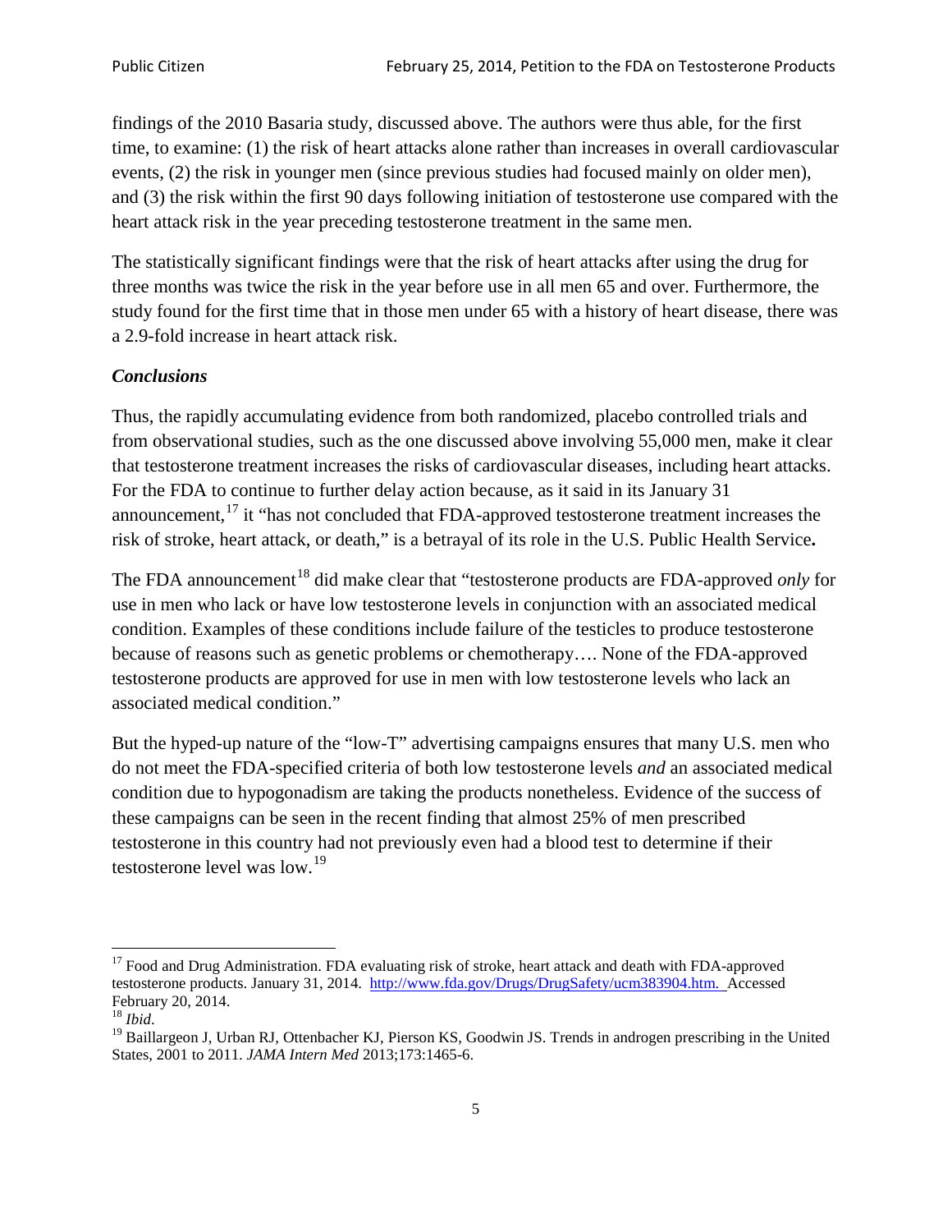findings of the 2010 Basaria study, discussed above. The authors were thus able, for the first time, to examine: (1) the risk of heart attacks alone rather than increases in overall cardiovascular events, (2) the risk in younger men (since previous studies had focused mainly on older men), and (3) the risk within the first 90 days following initiation of testosterone use compared with the heart attack risk in the year preceding testosterone treatment in the same men.

The statistically significant findings were that the risk of heart attacks after using the drug for three months was twice the risk in the year before use in all men 65 and over. Furthermore, the study found for the first time that in those men under 65 with a history of heart disease, there was a 2.9-fold increase in heart attack risk.

### *Conclusions*

Thus, the rapidly accumulating evidence from both randomized, placebo controlled trials and from observational studies, such as the one discussed above involving 55,000 men, make it clear that testosterone treatment increases the risks of cardiovascular diseases, including heart attacks. For the FDA to continue to further delay action because, as it said in its January 31 announcement,[17] it "has not concluded that FDA-approved testosterone treatment increases the risk of stroke, heart attack, or death," is a betrayal of its role in the U.S. Public Health Service**.**

The FDA announcement[18] did make clear that "testosterone products are FDA-approved *only* for use in men who lack or have low testosterone levels in conjunction with an associated medical condition. Examples of these conditions include failure of the testicles to produce testosterone because of reasons such as genetic problems or chemotherapy…. None of the FDA-approved testosterone products are approved for use in men with low testosterone levels who lack an associated medical condition."

But the hyped-up nature of the "low-T" advertising campaigns ensures that many U.S. men who do not meet the FDA-specified criteria of both low testosterone levels *and* an associated medical condition due to hypogonadism are taking the products nonetheless. Evidence of the success of these campaigns can be seen in the recent finding that almost 25% of men prescribed testosterone in this country had not previously even had a blood test to determine if their testosterone level was low.[19]

---

[17] Food and Drug Administration. FDA evaluating risk of stroke, heart attack and death with FDA-approved testosterone products. January 31, 2014. http://www.fda.gov/Drugs/DrugSafety/ucm383904.htm. Accessed February 20, 2014.

[18] *Ibid*.

[19] Baillargeon J, Urban RJ, Ottenbacher KJ, Pierson KS, Goodwin JS. Trends in androgen prescribing in the United States, 2001 to 2011. *JAMA Intern Med* 2013;173:1465-6.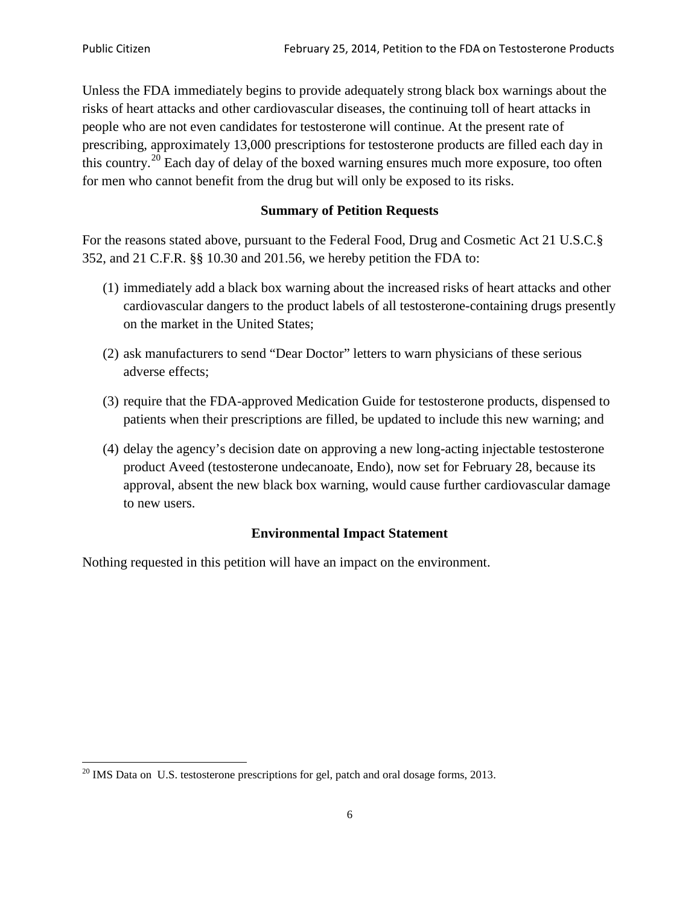Unless the FDA immediately begins to provide adequately strong black box warnings about the risks of heart attacks and other cardiovascular diseases, the continuing toll of heart attacks in people who are not even candidates for testosterone will continue. At the present rate of prescribing, approximately 13,000 prescriptions for testosterone products are filled each day in this country.[20] Each day of delay of the boxed warning ensures much more exposure, too often for men who cannot benefit from the drug but will only be exposed to its risks.

## Summary of Petition Requests

For the reasons stated above, pursuant to the Federal Food, Drug and Cosmetic Act 21 U.S.C.§ 352, and 21 C.F.R. §§ 10.30 and 201.56, we hereby petition the FDA to:

(1) immediately add a black box warning about the increased risks of heart attacks and other cardiovascular dangers to the product labels of all testosterone-containing drugs presently on the market in the United States;

(2) ask manufacturers to send "Dear Doctor" letters to warn physicians of these serious adverse effects;

(3) require that the FDA-approved Medication Guide for testosterone products, dispensed to patients when their prescriptions are filled, be updated to include this new warning; and

(4) delay the agency's decision date on approving a new long-acting injectable testosterone product Aveed (testosterone undecanoate, Endo), now set for February 28, because its approval, absent the new black box warning, would cause further cardiovascular damage to new users.

## Environmental Impact Statement

Nothing requested in this petition will have an impact on the environment.

[20] IMS Data on U.S. testosterone prescriptions for gel, patch and oral dosage forms, 2013.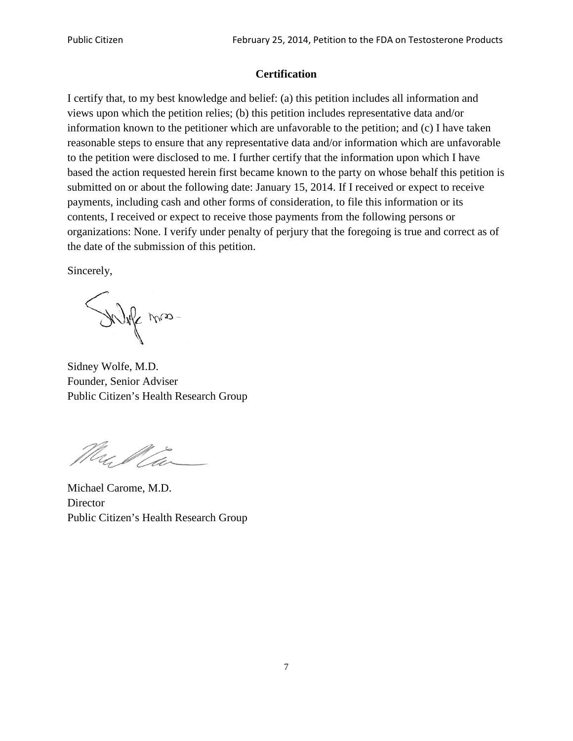## Certification

I certify that, to my best knowledge and belief: (a) this petition includes all information and views upon which the petition relies; (b) this petition includes representative data and/or information known to the petitioner which are unfavorable to the petition; and (c) I have taken reasonable steps to ensure that any representative data and/or information which are unfavorable to the petition were disclosed to me. I further certify that the information upon which I have based the action requested herein first became known to the party on whose behalf this petition is submitted on or about the following date: January 15, 2014. If I received or expect to receive payments, including cash and other forms of consideration, to file this information or its contents, I received or expect to receive those payments from the following persons or organizations: None. I verify under penalty of perjury that the foregoing is true and correct as of the date of the submission of this petition.

Sincerely,

Sidney Wolfe, M.D.
Founder, Senior Adviser
Public Citizen's Health Research Group

Michael Carome, M.D.
Director
Public Citizen's Health Research Group